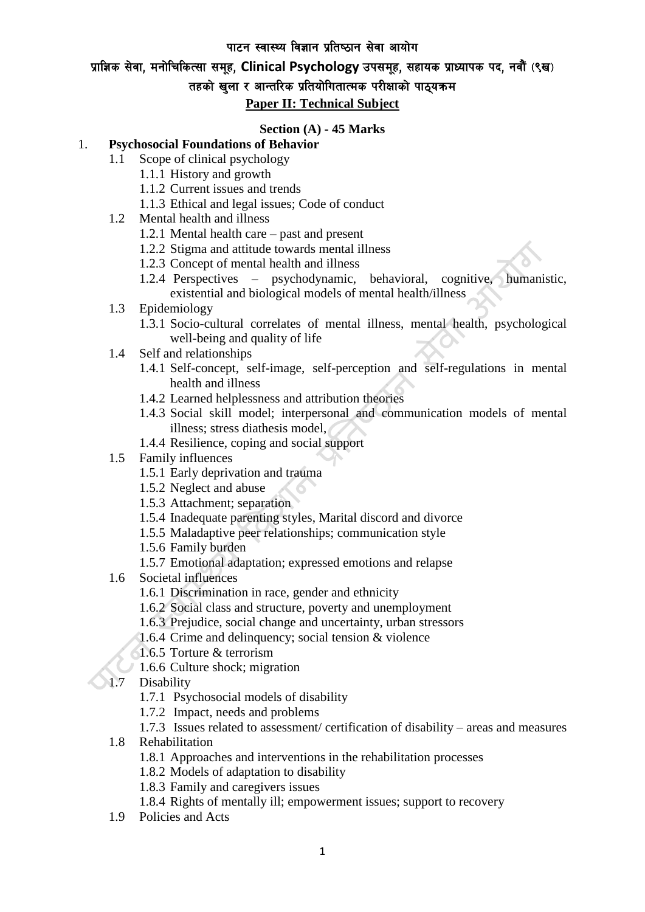# पाटन स्वास्थ्य विज्ञान प्रतिष्ठान सेवा आयोग

## प्राज्ञिक सेवा, मनोचिकित्सा समूह, Clinical Psychology उपसमूह, सहायक प्राध्यापक पद, नवौं (९ख) तहको खुला र आन्तरिक प्रतियोगितात्मक परीक्षाको पाठ्यक्रम

## Paper II: Technical Subject

### Section (A) - 45 Marks

1. **Psychosocial Foundations of Behavior**
    - 1.1 Scope of clinical psychology
        - 1.1.1 History and growth
        - 1.1.2 Current issues and trends
        - 1.1.3 Ethical and legal issues; Code of conduct
    - 1.2 Mental health and illness
        - 1.2.1 Mental health care – past and present
        - 1.2.2 Stigma and attitude towards mental illness
        - 1.2.3 Concept of mental health and illness
        - 1.2.4 Perspectives – psychodynamic, behavioral, cognitive, humanistic, existential and biological models of mental health/illness
    - 1.3 Epidemiology
        - 1.3.1 Socio-cultural correlates of mental illness, mental health, psychological well-being and quality of life
    - 1.4 Self and relationships
        - 1.4.1 Self-concept, self-image, self-perception and self-regulations in mental health and illness
        - 1.4.2 Learned helplessness and attribution theories
        - 1.4.3 Social skill model; interpersonal and communication models of mental illness; stress diathesis model,
        - 1.4.4 Resilience, coping and social support
    - 1.5 Family influences
        - 1.5.1 Early deprivation and trauma
        - 1.5.2 Neglect and abuse
        - 1.5.3 Attachment; separation
        - 1.5.4 Inadequate parenting styles, Marital discord and divorce
        - 1.5.5 Maladaptive peer relationships; communication style
        - 1.5.6 Family burden
        - 1.5.7 Emotional adaptation; expressed emotions and relapse
    - 1.6 Societal influences
        - 1.6.1 Discrimination in race, gender and ethnicity
        - 1.6.2 Social class and structure, poverty and unemployment
        - 1.6.3 Prejudice, social change and uncertainty, urban stressors
        - 1.6.4 Crime and delinquency; social tension & violence
        - 1.6.5 Torture & terrorism
        - 1.6.6 Culture shock; migration
    - 1.7 Disability
        - 1.7.1 Psychosocial models of disability
        - 1.7.2 Impact, needs and problems
        - 1.7.3 Issues related to assessment/ certification of disability – areas and measures
    - 1.8 Rehabilitation
        - 1.8.1 Approaches and interventions in the rehabilitation processes
        - 1.8.2 Models of adaptation to disability
        - 1.8.3 Family and caregivers issues
        - 1.8.4 Rights of mentally ill; empowerment issues; support to recovery
    - 1.9 Policies and Acts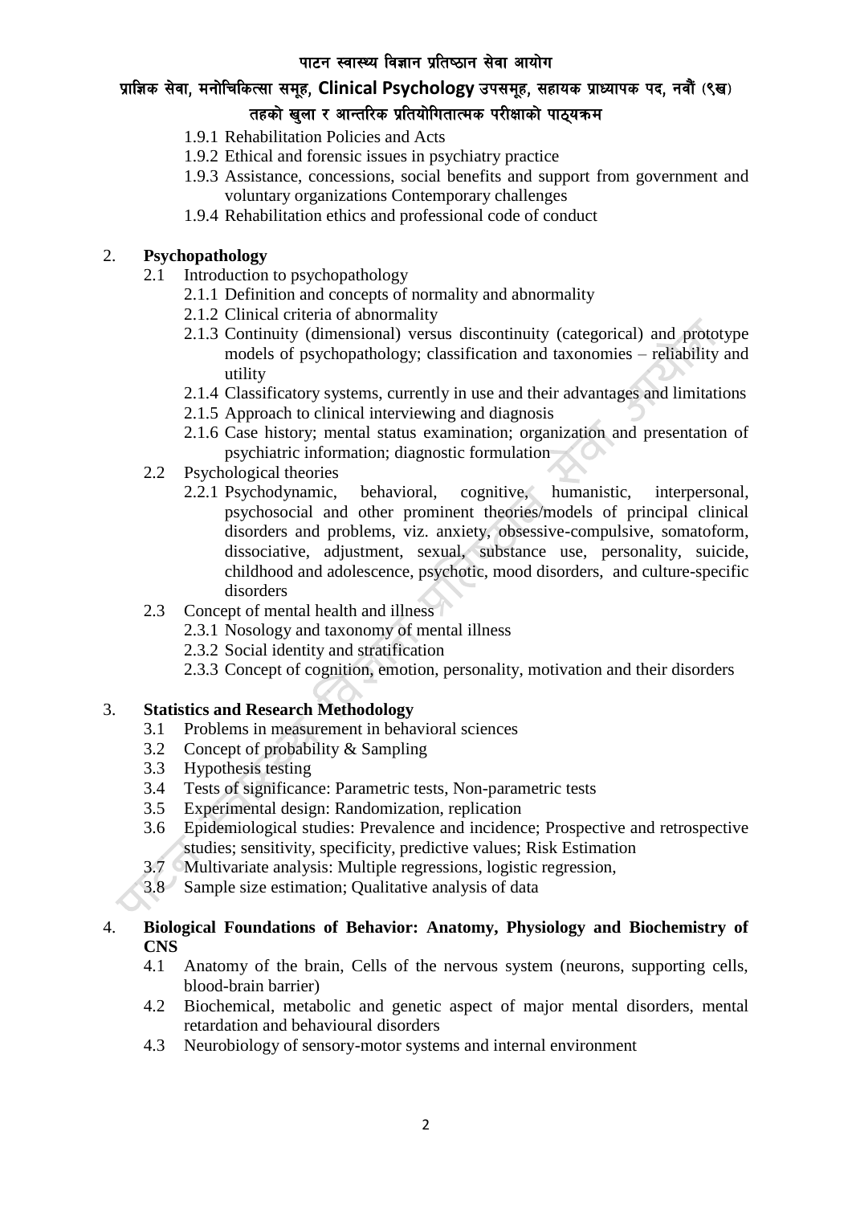1.9.1 Rehabilitation Policies and Acts
1.9.2 Ethical and forensic issues in psychiatry practice
1.9.3 Assistance, concessions, social benefits and support from government and voluntary organizations Contemporary challenges
1.9.4 Rehabilitation ethics and professional code of conduct

2. **Psychopathology**
    2.1 Introduction to psychopathology
        2.1.1 Definition and concepts of normality and abnormality
        2.1.2 Clinical criteria of abnormality
        2.1.3 Continuity (dimensional) versus discontinuity (categorical) and prototype models of psychopathology; classification and taxonomies – reliability and utility
        2.1.4 Classificatory systems, currently in use and their advantages and limitations
        2.1.5 Approach to clinical interviewing and diagnosis
        2.1.6 Case history; mental status examination; organization and presentation of psychiatric information; diagnostic formulation
    2.2 Psychological theories
        2.2.1 Psychodynamic, behavioral, cognitive, humanistic, interpersonal, psychosocial and other prominent theories/models of principal clinical disorders and problems, viz. anxiety, obsessive-compulsive, somatoform, dissociative, adjustment, sexual, substance use, personality, suicide, childhood and adolescence, psychotic, mood disorders, and culture-specific disorders
    2.3 Concept of mental health and illness
        2.3.1 Nosology and taxonomy of mental illness
        2.3.2 Social identity and stratification
        2.3.3 Concept of cognition, emotion, personality, motivation and their disorders

3. **Statistics and Research Methodology**
    3.1 Problems in measurement in behavioral sciences
    3.2 Concept of probability & Sampling
    3.3 Hypothesis testing
    3.4 Tests of significance: Parametric tests, Non-parametric tests
    3.5 Experimental design: Randomization, replication
    3.6 Epidemiological studies: Prevalence and incidence; Prospective and retrospective studies; sensitivity, specificity, predictive values; Risk Estimation
    3.7 Multivariate analysis: Multiple regressions, logistic regression,
    3.8 Sample size estimation; Qualitative analysis of data

4. **Biological Foundations of Behavior: Anatomy, Physiology and Biochemistry of CNS**
    4.1 Anatomy of the brain, Cells of the nervous system (neurons, supporting cells, blood-brain barrier)
    4.2 Biochemical, metabolic and genetic aspect of major mental disorders, mental retardation and behavioural disorders
    4.3 Neurobiology of sensory-motor systems and internal environment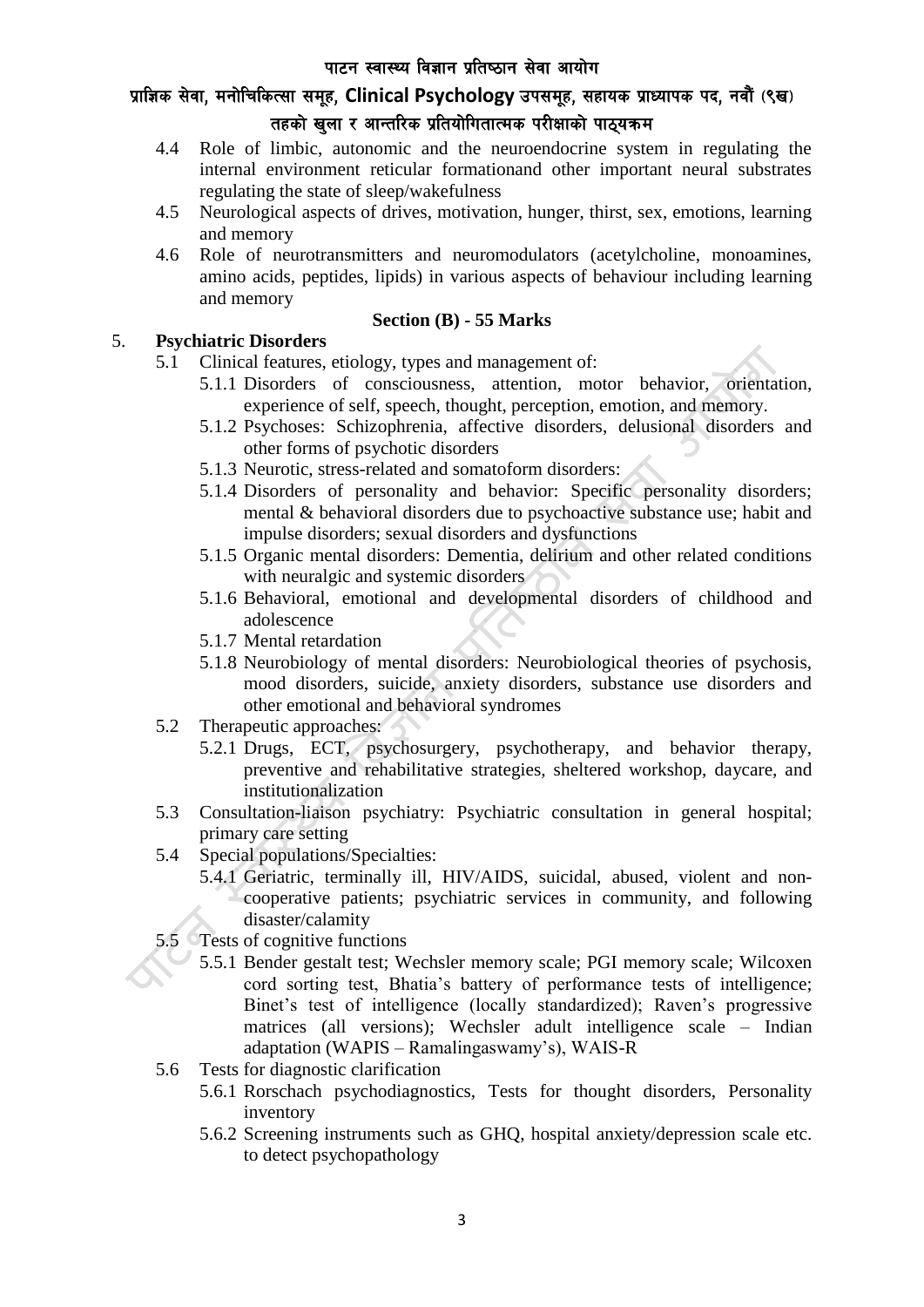4.4 Role of limbic, autonomic and the neuroendocrine system in regulating the internal environment reticular formationand other important neural substrates regulating the state of sleep/wakefulness

4.5 Neurological aspects of drives, motivation, hunger, thirst, sex, emotions, learning and memory

4.6 Role of neurotransmitters and neuromodulators (acetylcholine, monoamines, amino acids, peptides, lipids) in various aspects of behaviour including learning and memory

**Section (B) - 55 Marks**

5. **Psychiatric Disorders**

5.1 Clinical features, etiology, types and management of:

5.1.1 Disorders of consciousness, attention, motor behavior, orientation, experience of self, speech, thought, perception, emotion, and memory.

5.1.2 Psychoses: Schizophrenia, affective disorders, delusional disorders and other forms of psychotic disorders

5.1.3 Neurotic, stress-related and somatoform disorders:

5.1.4 Disorders of personality and behavior: Specific personality disorders; mental & behavioral disorders due to psychoactive substance use; habit and impulse disorders; sexual disorders and dysfunctions

5.1.5 Organic mental disorders: Dementia, delirium and other related conditions with neuralgic and systemic disorders

5.1.6 Behavioral, emotional and developmental disorders of childhood and adolescence

5.1.7 Mental retardation

5.1.8 Neurobiology of mental disorders: Neurobiological theories of psychosis, mood disorders, suicide, anxiety disorders, substance use disorders and other emotional and behavioral syndromes

5.2 Therapeutic approaches:

5.2.1 Drugs, ECT, psychosurgery, psychotherapy, and behavior therapy, preventive and rehabilitative strategies, sheltered workshop, daycare, and institutionalization

5.3 Consultation-liaison psychiatry: Psychiatric consultation in general hospital; primary care setting

5.4 Special populations/Specialties:

5.4.1 Geriatric, terminally ill, HIV/AIDS, suicidal, abused, violent and non-cooperative patients; psychiatric services in community, and following disaster/calamity

5.5 Tests of cognitive functions

5.5.1 Bender gestalt test; Wechsler memory scale; PGI memory scale; Wilcoxen cord sorting test, Bhatia's battery of performance tests of intelligence; Binet's test of intelligence (locally standardized); Raven's progressive matrices (all versions); Wechsler adult intelligence scale – Indian adaptation (WAPIS – Ramalingaswamy's), WAIS-R

5.6 Tests for diagnostic clarification

5.6.1 Rorschach psychodiagnostics, Tests for thought disorders, Personality inventory

5.6.2 Screening instruments such as GHQ, hospital anxiety/depression scale etc. to detect psychopathology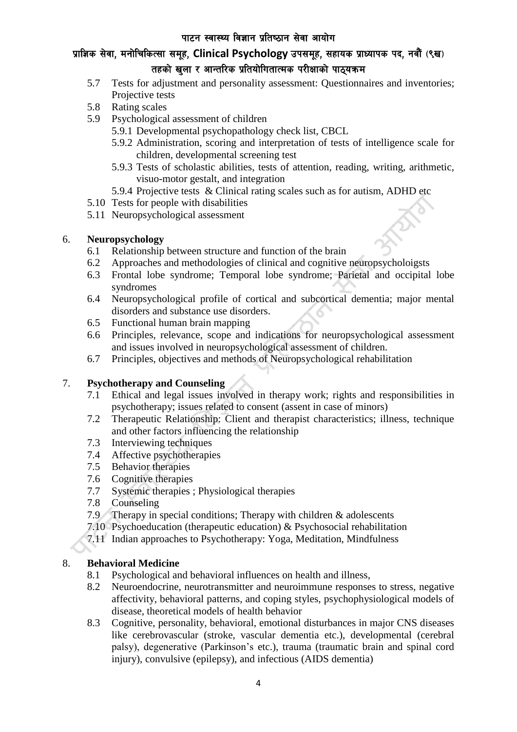5.7 Tests for adjustment and personality assessment: Questionnaires and inventories; Projective tests
5.8 Rating scales
5.9 Psychological assessment of children
   - 5.9.1 Developmental psychopathology check list, CBCL
   - 5.9.2 Administration, scoring and interpretation of tests of intelligence scale for children, developmental screening test
   - 5.9.3 Tests of scholastic abilities, tests of attention, reading, writing, arithmetic, visuo-motor gestalt, and integration
   - 5.9.4 Projective tests & Clinical rating scales such as for autism, ADHD etc

5.10 Tests for people with disabilities
5.11 Neuropsychological assessment

## 6. Neuropsychology

6.1 Relationship between structure and function of the brain
6.2 Approaches and methodologies of clinical and cognitive neuropsycholoigsts
6.3 Frontal lobe syndrome; Temporal lobe syndrome; Parietal and occipital lobe syndromes
6.4 Neuropsychological profile of cortical and subcortical dementia; major mental disorders and substance use disorders.
6.5 Functional human brain mapping
6.6 Principles, relevance, scope and indications for neuropsychological assessment and issues involved in neuropsychological assessment of children.
6.7 Principles, objectives and methods of Neuropsychological rehabilitation

## 7. Psychotherapy and Counseling

7.1 Ethical and legal issues involved in therapy work; rights and responsibilities in psychotherapy; issues related to consent (assent in case of minors)
7.2 Therapeutic Relationship: Client and therapist characteristics; illness, technique and other factors influencing the relationship
7.3 Interviewing techniques
7.4 Affective psychotherapies
7.5 Behavior therapies
7.6 Cognitive therapies
7.7 Systemic therapies ; Physiological therapies
7.8 Counseling
7.9 Therapy in special conditions; Therapy with children & adolescents
7.10 Psychoeducation (therapeutic education) & Psychosocial rehabilitation
7.11 Indian approaches to Psychotherapy: Yoga, Meditation, Mindfulness

## 8. Behavioral Medicine

8.1 Psychological and behavioral influences on health and illness,
8.2 Neuroendocrine, neurotransmitter and neuroimmune responses to stress, negative affectivity, behavioral patterns, and coping styles, psychophysiological models of disease, theoretical models of health behavior
8.3 Cognitive, personality, behavioral, emotional disturbances in major CNS diseases like cerebrovascular (stroke, vascular dementia etc.), developmental (cerebral palsy), degenerative (Parkinson's etc.), trauma (traumatic brain and spinal cord injury), convulsive (epilepsy), and infectious (AIDS dementia)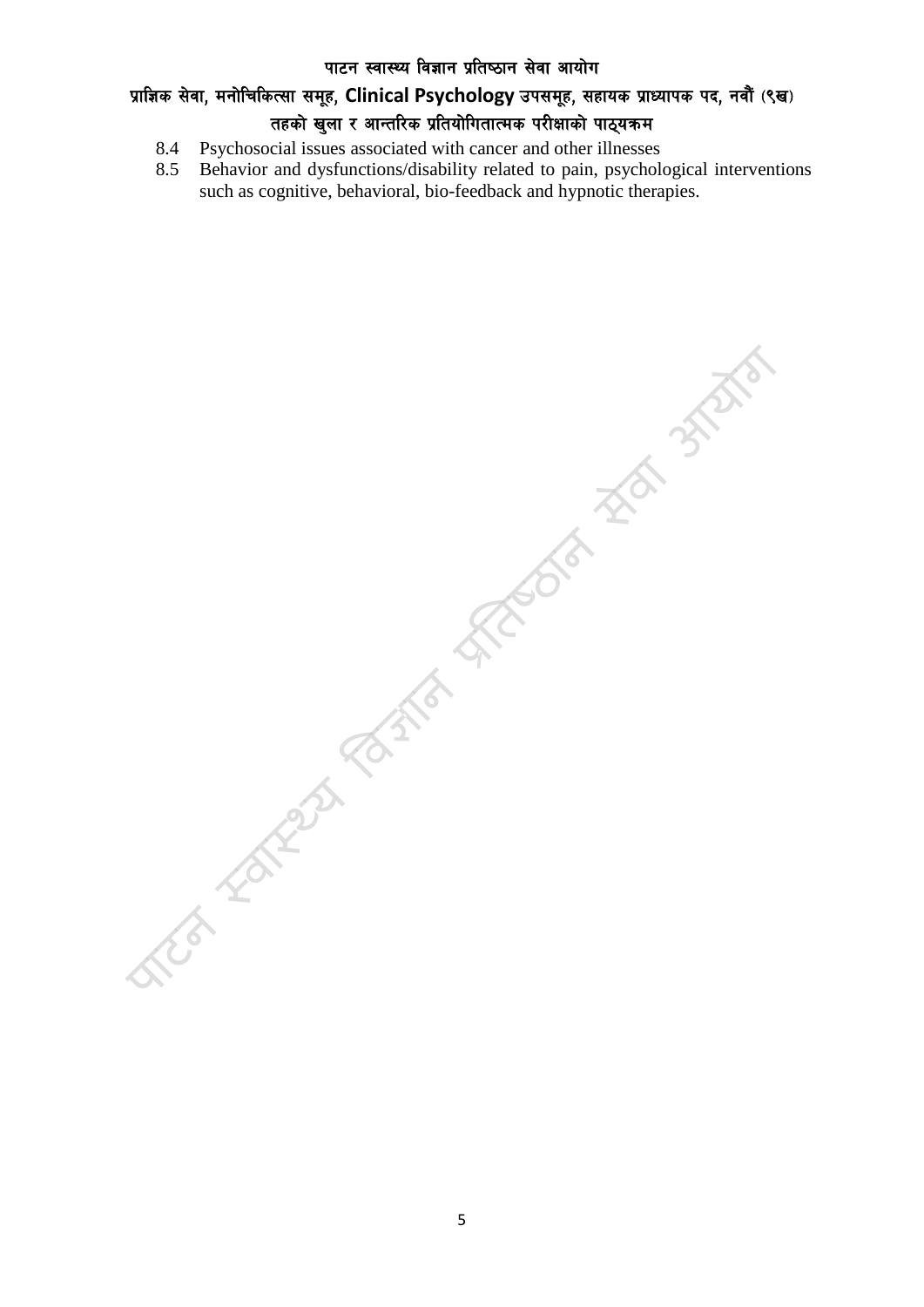8.4 Psychosocial issues associated with cancer and other illnesses

8.5 Behavior and dysfunctions/disability related to pain, psychological interventions such as cognitive, behavioral, bio-feedback and hypnotic therapies.